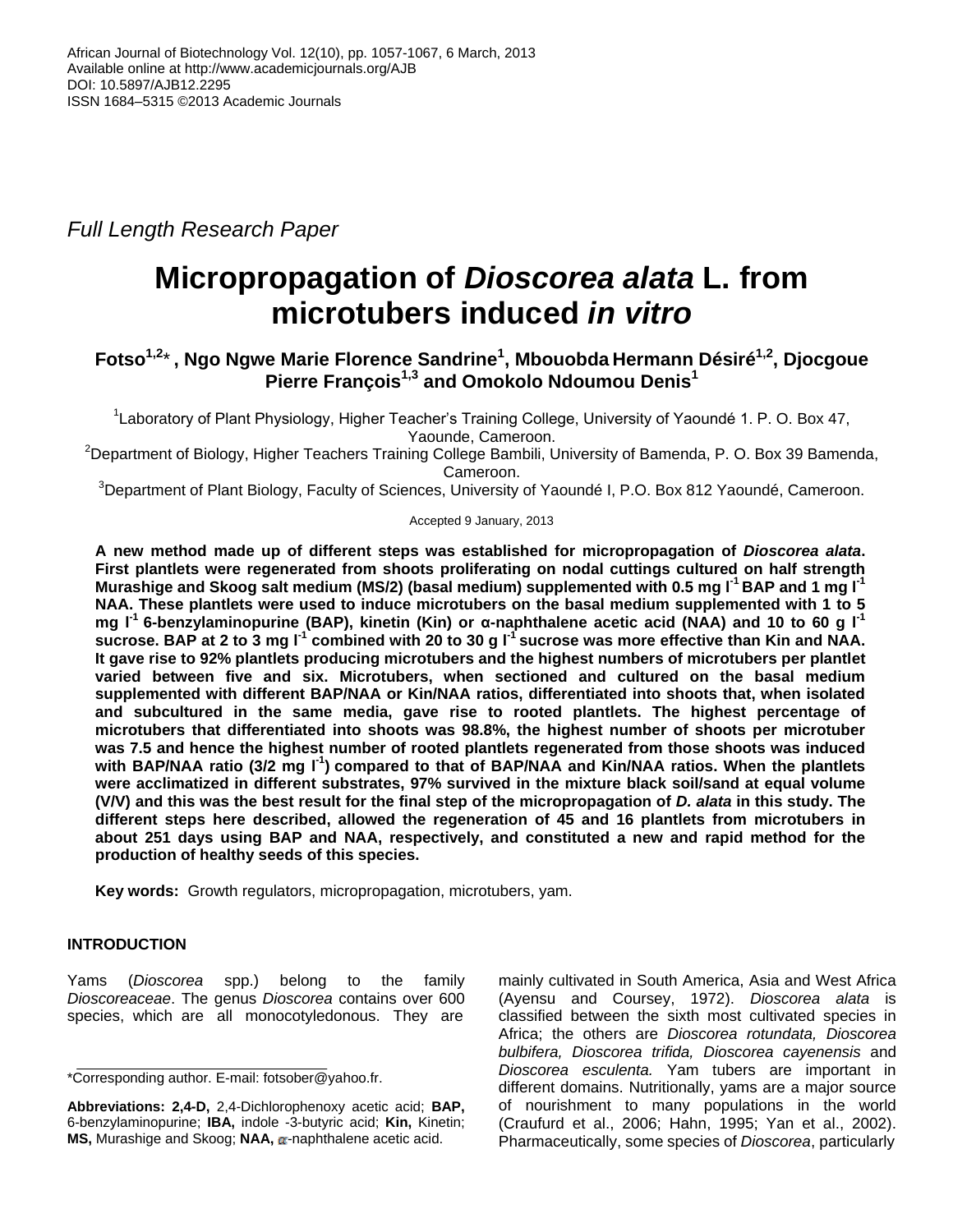Full Length Research Paper

# Micropropagation of *Dioscorea alata* L. from microtubers induced *in vitro*

**Fotso[1,2]\*, Ngo Ngwe Marie Florence Sandrine[1], Mbouobda Hermann Désiré[1,2], Djocgoue Pierre François[1,3] and Omokolo Ndoumou Denis[1]**

[1]Laboratory of Plant Physiology, Higher Teacher's Training College, University of Yaoundé 1. P. O. Box 47, Yaounde, Cameroon.

[2]Department of Biology, Higher Teachers Training College Bambili, University of Bamenda, P. O. Box 39 Bamenda, Cameroon.

[3]Department of Plant Biology, Faculty of Sciences, University of Yaoundé I, P.O. Box 812 Yaoundé, Cameroon.

Accepted 9 January, 2013

**A new method made up of different steps was established for micropropagation of *Dioscorea alata*. First plantlets were regenerated from shoots proliferating on nodal cuttings cultured on half strength Murashige and Skoog salt medium (MS/2) (basal medium) supplemented with 0.5 mg $l^{-1}$ BAP and 1 mg $l^{-1}$ NAA. These plantlets were used to induce microtubers on the basal medium supplemented with 1 to 5 mg $l^{-1}$ 6-benzylaminopurine (BAP), kinetin (Kin) or α-naphthalene acetic acid (NAA) and 10 to 60 g $l^{-1}$ sucrose. BAP at 2 to 3 mg $l^{-1}$ combined with 20 to 30 g $l^{-1}$ sucrose was more effective than Kin and NAA. It gave rise to 92% plantlets producing microtubers and the highest numbers of microtubers per plantlet varied between five and six. Microtubers, when sectioned and cultured on the basal medium supplemented with different BAP/NAA or Kin/NAA ratios, differentiated into shoots that, when isolated and subcultured in the same media, gave rise to rooted plantlets. The highest percentage of microtubers that differentiated into shoots was 98.8%, the highest number of shoots per microtuber was 7.5 and hence the highest number of rooted plantlets regenerated from those shoots was induced with BAP/NAA ratio (3/2 mg $l^{-1}$) compared to that of BAP/NAA and Kin/NAA ratios. When the plantlets were acclimatized in different substrates, 97% survived in the mixture black soil/sand at equal volume (V/V) and this was the best result for the final step of the micropropagation of *D. alata* in this study. The different steps here described, allowed the regeneration of 45 and 16 plantlets from microtubers in about 251 days using BAP and NAA, respectively, and constituted a new and rapid method for the production of healthy seeds of this species.**

**Key words:** Growth regulators, micropropagation, microtubers, yam.

## INTRODUCTION

Yams (*Dioscorea* spp.) belong to the family *Dioscoreaceae*. The genus *Dioscorea* contains over 600 species, which are all monocotyledonous. They are mainly cultivated in South America, Asia and West Africa (Ayensu and Coursey, 1972). *Dioscorea alata* is classified between the sixth most cultivated species in Africa; the others are *Dioscorea rotundata, Dioscorea bulbifera, Dioscorea trifida, Dioscorea cayenensis* and *Dioscorea esculenta.* Yam tubers are important in different domains. Nutritionally, yams are a major source of nourishment to many populations in the world (Craufurd et al., 2006; Hahn, 1995; Yan et al., 2002). Pharmaceutically, some species of *Dioscorea*, particularly

\*Corresponding author. E-mail: fotsober@yahoo.fr.

**Abbreviations: 2,4-D,** 2,4-Dichlorophenoxy acetic acid; **BAP,** 6-benzylaminopurine; **IBA,** indole -3-butyric acid; **Kin,** Kinetin; **MS,** Murashige and Skoog; **NAA,** α-naphthalene acetic acid.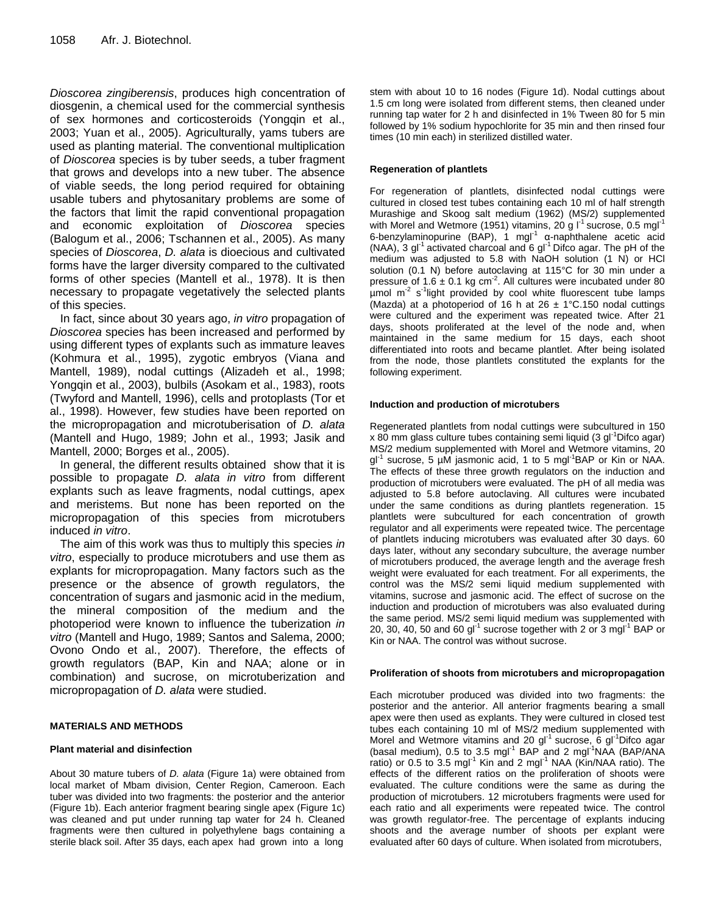*Dioscorea zingiberensis*, produces high concentration of diosgenin, a chemical used for the commercial synthesis of sex hormones and corticosteroids (Yongqin et al., 2003; Yuan et al., 2005). Agriculturally, yams tubers are used as planting material. The conventional multiplication of *Dioscorea* species is by tuber seeds, a tuber fragment that grows and develops into a new tuber. The absence of viable seeds, the long period required for obtaining usable tubers and phytosanitary problems are some of the factors that limit the rapid conventional propagation and economic exploitation of *Dioscorea* species (Balogum et al., 2006; Tschannen et al., 2005). As many species of *Dioscorea*, *D. alata* is dioecious and cultivated forms have the larger diversity compared to the cultivated forms of other species (Mantell et al., 1978). It is then necessary to propagate vegetatively the selected plants of this species.

In fact, since about 30 years ago, *in vitro* propagation of *Dioscorea* species has been increased and performed by using different types of explants such as immature leaves (Kohmura et al., 1995), zygotic embryos (Viana and Mantell, 1989), nodal cuttings (Alizadeh et al., 1998; Yongqin et al., 2003), bulbils (Asokam et al., 1983), roots (Twyford and Mantell, 1996), cells and protoplasts (Tor et al., 1998). However, few studies have been reported on the micropropagation and microtuberisation of *D. alata* (Mantell and Hugo, 1989; John et al., 1993; Jasik and Mantell, 2000; Borges et al., 2005).

In general, the different results obtained show that it is possible to propagate *D. alata in vitro* from different explants such as leave fragments, nodal cuttings, apex and meristems. But none has been reported on the micropropagation of this species from microtubers induced *in vitro*.

The aim of this work was thus to multiply this species *in vitro*, especially to produce microtubers and use them as explants for micropropagation. Many factors such as the presence or the absence of growth regulators, the concentration of sugars and jasmonic acid in the medium, the mineral composition of the medium and the photoperiod were known to influence the tuberization *in vitro* (Mantell and Hugo, 1989; Santos and Salema, 2000; Ovono Ondo et al., 2007). Therefore, the effects of growth regulators (BAP, Kin and NAA; alone or in combination) and sucrose, on microtuberization and micropropagation of *D. alata* were studied.

## MATERIALS AND METHODS

### Plant material and disinfection

About 30 mature tubers of *D. alata* (Figure 1a) were obtained from local market of Mbam division, Center Region, Cameroon. Each tuber was divided into two fragments: the posterior and the anterior (Figure 1b). Each anterior fragment bearing single apex (Figure 1c) was cleaned and put under running tap water for 24 h. Cleaned fragments were then cultured in polyethylene bags containing a sterile black soil. After 35 days, each apex had grown into a long stem with about 10 to 16 nodes (Figure 1d). Nodal cuttings about 1.5 cm long were isolated from different stems, then cleaned under running tap water for 2 h and disinfected in 1% Tween 80 for 5 min followed by 1% sodium hypochlorite for 35 min and then rinsed four times (10 min each) in sterilized distilled water.

### Regeneration of plantlets

For regeneration of plantlets, disinfected nodal cuttings were cultured in closed test tubes containing each 10 ml of half strength Murashige and Skoog salt medium (1962) (MS/2) supplemented with Morel and Wetmore (1951) vitamins, 20 g $l^{-1}$ sucrose, 0.5 $mgl^{-1}$ 6-benzylaminopurine (BAP), 1 $mgl^{-1}$ α-naphthalene acetic acid (NAA), 3 $gl^{-1}$ activated charcoal and 6 $gl^{-1}$ Difco agar. The pH of the medium was adjusted to 5.8 with NaOH solution (1 N) or HCl solution (0.1 N) before autoclaving at 115°C for 30 min under a pressure of 1.6 ± 0.1 kg $cm^{-2}$. All cultures were incubated under 80 µmol $m^{-2}$ $s^{-1}$light provided by cool white fluorescent tube lamps (Mazda) at a photoperiod of 16 h at 26 ± 1°C.150 nodal cuttings were cultured and the experiment was repeated twice. After 21 days, shoots proliferated at the level of the node and, when maintained in the same medium for 15 days, each shoot differentiated into roots and became plantlet. After being isolated from the node, those plantlets constituted the explants for the following experiment.

### Induction and production of microtubers

Regenerated plantlets from nodal cuttings were subcultured in 150 x 80 mm glass culture tubes containing semi liquid (3 $gl^{-1}$Difco agar) MS/2 medium supplemented with Morel and Wetmore vitamins, 20 $gl^{-1}$ sucrose, 5 µM jasmonic acid, 1 to 5 $mgl^{-1}$BAP or Kin or NAA. The effects of these three growth regulators on the induction and production of microtubers were evaluated. The pH of all media was adjusted to 5.8 before autoclaving. All cultures were incubated under the same conditions as during plantlets regeneration. 15 plantlets were subcultured for each concentration of growth regulator and all experiments were repeated twice. The percentage of plantlets inducing microtubers was evaluated after 30 days. 60 days later, without any secondary subculture, the average number of microtubers produced, the average length and the average fresh weight were evaluated for each treatment. For all experiments, the control was the MS/2 semi liquid medium supplemented with vitamins, sucrose and jasmonic acid. The effect of sucrose on the induction and production of microtubers was also evaluated during the same period. MS/2 semi liquid medium was supplemented with 20, 30, 40, 50 and 60 $gl^{-1}$ sucrose together with 2 or 3 $mgl^{-1}$ BAP or Kin or NAA. The control was without sucrose.

### Proliferation of shoots from microtubers and micropropagation

Each microtuber produced was divided into two fragments: the posterior and the anterior. All anterior fragments bearing a small apex were then used as explants. They were cultured in closed test tubes each containing 10 ml of MS/2 medium supplemented with Morel and Wetmore vitamins and 20 $gl^{-1}$ sucrose, 6 $gl^{-1}$Difco agar (basal medium), 0.5 to 3.5 $mgl^{-1}$ BAP and 2 $mgl^{-1}$NAA (BAP/ANA ratio) or 0.5 to 3.5 $mgl^{-1}$ Kin and 2 $mgl^{-1}$ NAA (Kin/NAA ratio). The effects of the different ratios on the proliferation of shoots were evaluated. The culture conditions were the same as during the production of microtubers. 12 microtubers fragments were used for each ratio and all experiments were repeated twice. The control was growth regulator-free. The percentage of explants inducing shoots and the average number of shoots per explant were evaluated after 60 days of culture. When isolated from microtubers,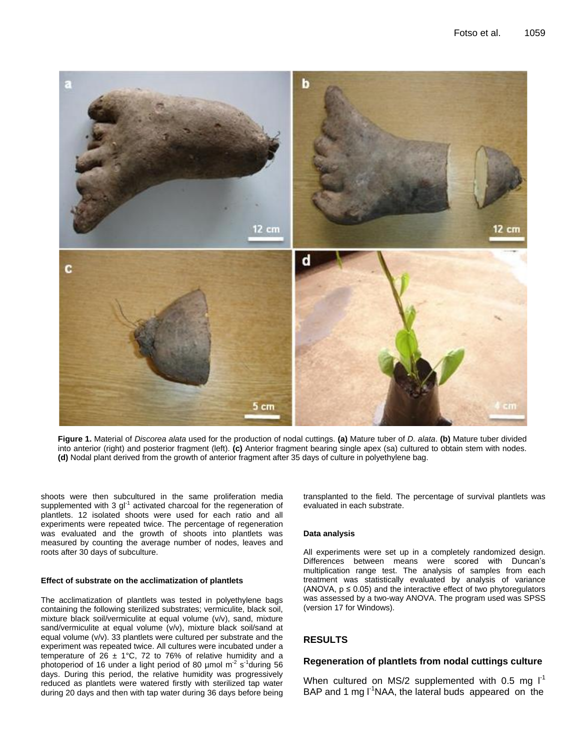**Figure 1.** Material of *Discorea alata* used for the production of nodal cuttings. **(a)** Mature tuber of *D. alata*. **(b)** Mature tuber divided into anterior (right) and posterior fragment (left). **(c)** Anterior fragment bearing single apex (sa) cultured to obtain stem with nodes. **(d)** Nodal plant derived from the growth of anterior fragment after 35 days of culture in polyethylene bag.

shoots were then subcultured in the same proliferation media supplemented with 3 $gl^{-1}$ activated charcoal for the regeneration of plantlets. 12 isolated shoots were used for each ratio and all experiments were repeated twice. The percentage of regeneration was evaluated and the growth of shoots into plantlets was measured by counting the average number of nodes, leaves and roots after 30 days of subculture.

#### Effect of substrate on the acclimatization of plantlets

The acclimatization of plantlets was tested in polyethylene bags containing the following sterilized substrates; vermiculite, black soil, mixture black soil/vermiculite at equal volume (v/v), sand, mixture sand/vermiculite at equal volume (v/v), mixture black soil/sand at equal volume (v/v). 33 plantlets were cultured per substrate and the experiment was repeated twice. All cultures were incubated under a temperature of 26 ± 1°C, 72 to 76% of relative humidity and a photoperiod of 16 under a light period of 80 µmol $m^{-2}$ $s^{-1}$during 56 days. During this period, the relative humidity was progressively reduced as plantlets were watered firstly with sterilized tap water during 20 days and then with tap water during 36 days before being transplanted to the field. The percentage of survival plantlets was evaluated in each substrate.

#### Data analysis

All experiments were set up in a completely randomized design. Differences between means were scored with Duncan's multiplication range test. The analysis of samples from each treatment was statistically evaluated by analysis of variance (ANOVA, p ≤ 0.05) and the interactive effect of two phytoregulators was assessed by a two-way ANOVA. The program used was SPSS (version 17 for Windows).

## RESULTS

### Regeneration of plantlets from nodal cuttings culture

When cultured on MS/2 supplemented with 0.5 mg $l^{-1}$ BAP and 1 mg $l^{-1}$NAA, the lateral buds appeared on the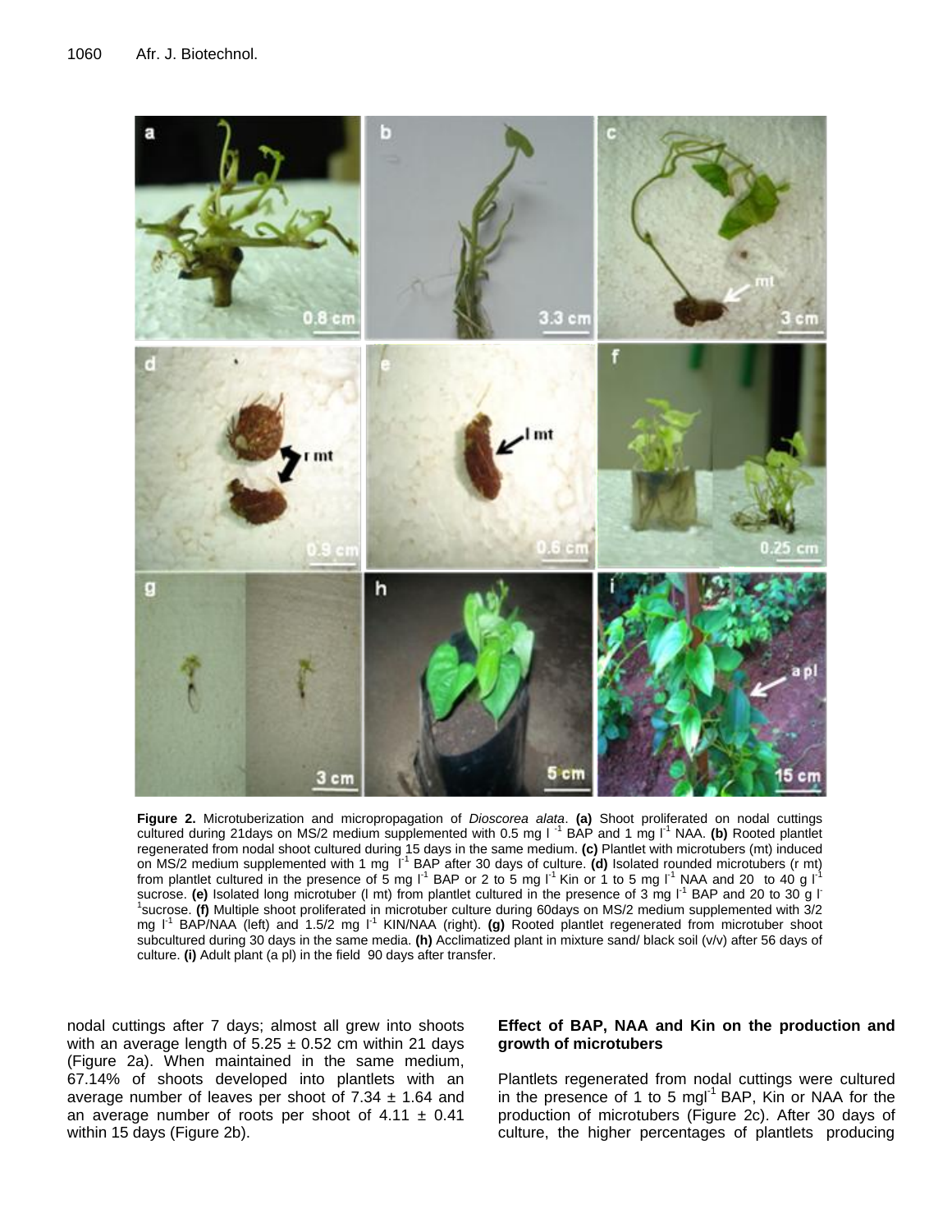**Figure 2.** Microtuberization and micropropagation of *Dioscorea alata*. **(a)** Shoot proliferated on nodal cuttings cultured during 21days on MS/2 medium supplemented with 0.5 mg $l^{-1}$ BAP and 1 mg $l^{-1}$ NAA. **(b)** Rooted plantlet regenerated from nodal shoot cultured during 15 days in the same medium. **(c)** Plantlet with microtubers (mt) induced on MS/2 medium supplemented with 1 mg $l^{-1}$ BAP after 30 days of culture. **(d)** Isolated rounded microtubers (r mt) from plantlet cultured in the presence of 5 mg $l^{-1}$ BAP or 2 to 5 mg $l^{-1}$ Kin or 1 to 5 mg $l^{-1}$ NAA and 20 to 40 g $l^{-1}$ sucrose. **(e)** Isolated long microtuber (l mt) from plantlet cultured in the presence of 3 mg $l^{-1}$ BAP and 20 to 30 g $l^{-1}$ sucrose. **(f)** Multiple shoot proliferated in microtuber culture during 60days on MS/2 medium supplemented with 3/2 mg $l^{-1}$ BAP/NAA (left) and 1.5/2 mg $l^{-1}$ KIN/NAA (right). **(g)** Rooted plantlet regenerated from microtuber shoot subcultured during 30 days in the same media. **(h)** Acclimatized plant in mixture sand/ black soil (v/v) after 56 days of culture. **(i)** Adult plant (a pl) in the field 90 days after transfer.

nodal cuttings after 7 days; almost all grew into shoots with an average length of 5.25 ± 0.52 cm within 21 days (Figure 2a). When maintained in the same medium, 67.14% of shoots developed into plantlets with an average number of leaves per shoot of 7.34 ± 1.64 and an average number of roots per shoot of 4.11 ± 0.41 within 15 days (Figure 2b).

### Effect of BAP, NAA and Kin on the production and growth of microtubers

Plantlets regenerated from nodal cuttings were cultured in the presence of 1 to 5 mg$l^{-1}$ BAP, Kin or NAA for the production of microtubers (Figure 2c). After 30 days of culture, the higher percentages of plantlets producing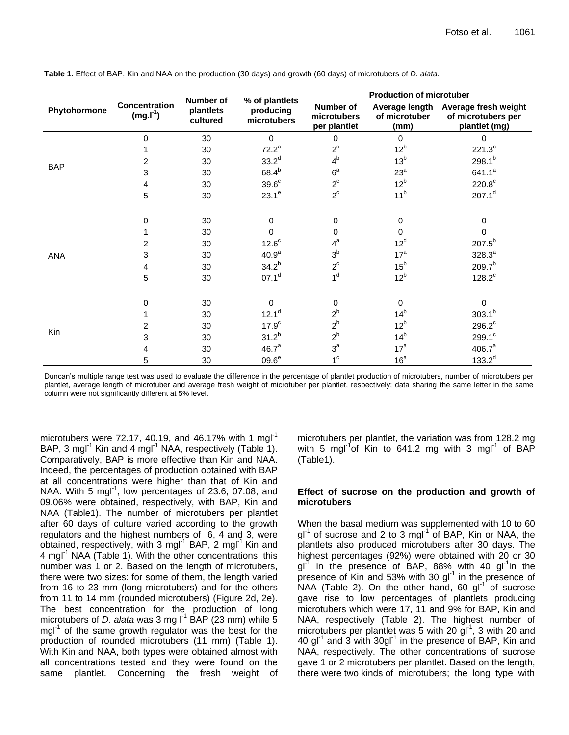**Table 1.** Effect of BAP, Kin and NAA on the production (30 days) and growth (60 days) of microtubers of *D. alata.*

| Phytohormone | Concentration ($mg.l^{-1}$) | Number of plantlets cultured | % of plantlets producing microtubers | Production of microtuber | | |
|---|---|---|---|---|---|---|
| | | | | Number of microtubers per plantlet | Average length of microtuber (mm) | Average fresh weight of microtubers per plantlet (mg) |
| BAP | 0 | 30 | 0 | 0 | 0 | 0 |
| | 1 | 30 | $72.2^{a}$ | $2^{c}$ | $12^{b}$ | $221.3^{c}$ |
| | 2 | 30 | $33.2^{d}$ | $4^{b}$ | $13^{b}$ | $298.1^{b}$ |
| | 3 | 30 | $68.4^{b}$ | $6^{a}$ | $23^{a}$ | $641.1^{a}$ |
| | 4 | 30 | $39.6^{c}$ | $2^{c}$ | $12^{b}$ | $220.8^{c}$ |
| | 5 | 30 | $23.1^{e}$ | $2^{c}$ | $11^{b}$ | $207.1^{d}$ |
| ANA | 0 | 30 | 0 | 0 | 0 | 0 |
| | 1 | 30 | 0 | 0 | 0 | 0 |
| | 2 | 30 | $12.6^{c}$ | $4^{a}$ | $12^{d}$ | $207.5^{b}$ |
| | 3 | 30 | $40.9^{a}$ | $3^{b}$ | $17^{a}$ | $328.3^{a}$ |
| | 4 | 30 | $34.2^{b}$ | $2^{c}$ | $15^{b}$ | $209.7^{b}$ |
| | 5 | 30 | $07.1^{d}$ | $1^{d}$ | $12^{b}$ | $128.2^{c}$ |
| Kin | 0 | 30 | 0 | 0 | 0 | 0 |
| | 1 | 30 | $12.1^{d}$ | $2^{b}$ | $14^{b}$ | $303.1^{b}$ |
| | 2 | 30 | $17.9^{c}$ | $2^{b}$ | $12^{b}$ | $296.2^{c}$ |
| | 3 | 30 | $31.2^{b}$ | $2^{b}$ | $14^{b}$ | $299.1^{c}$ |
| | 4 | 30 | $46.7^{a}$ | $3^{a}$ | $17^{a}$ | $406.7^{a}$ |
| | 5 | 30 | $09.6^{e}$ | $1^{c}$ | $16^{a}$ | $133.2^{d}$ |

Duncan's multiple range test was used to evaluate the difference in the percentage of plantlet production of microtubers, number of microtubers per plantlet, average length of microtuber and average fresh weight of microtuber per plantlet, respectively; data sharing the same letter in the same column were not significantly different at 5% level.

microtubers were 72.17, 40.19, and 46.17% with 1 $mgl^{-1}$ BAP, 3 $mgl^{-1}$ Kin and 4 $mgl^{-1}$ NAA, respectively (Table 1). Comparatively, BAP is more effective than Kin and NAA. Indeed, the percentages of production obtained with BAP at all concentrations were higher than that of Kin and NAA. With 5 $mgl^{-1}$, low percentages of 23.6, 07.08, and 09.06% were obtained, respectively, with BAP, Kin and NAA (Table1). The number of microtubers per plantlet after 60 days of culture varied according to the growth regulators and the highest numbers of 6, 4 and 3, were obtained, respectively, with 3 $mgl^{-1}$ BAP, 2 $mgl^{-1}$ Kin and 4 $mgl^{-1}$ NAA (Table 1). With the other concentrations, this number was 1 or 2. Based on the length of microtubers, there were two sizes: for some of them, the length varied from 16 to 23 mm (long microtubers) and for the others from 11 to 14 mm (rounded microtubers) (Figure 2d, 2e). The best concentration for the production of long microtubers of *D. alata* was 3 mg $l^{-1}$ BAP (23 mm) while 5 $mgl^{-1}$ of the same growth regulator was the best for the production of rounded microtubers (11 mm) (Table 1). With Kin and NAA, both types were obtained almost with all concentrations tested and they were found on the same plantlet. Concerning the fresh weight of microtubers per plantlet, the variation was from 128.2 mg with 5 $mgl^{-1}$of Kin to 641.2 mg with 3 $mgl^{-1}$ of BAP (Table1).

### Effect of sucrose on the production and growth of microtubers

When the basal medium was supplemented with 10 to 60 $gl^{-1}$ of sucrose and 2 to 3 $mgl^{-1}$ of BAP, Kin or NAA, the plantlets also produced microtubers after 30 days. The highest percentages (92%) were obtained with 20 or 30 $gl^{-1}$ in the presence of BAP, 88% with 40 $gl^{-1}$in the presence of Kin and 53% with 30 $gl^{-1}$ in the presence of NAA (Table 2). On the other hand, 60 $gl^{-1}$ of sucrose gave rise to low percentages of plantlets producing microtubers which were 17, 11 and 9% for BAP, Kin and NAA, respectively (Table 2). The highest number of microtubers per plantlet was 5 with 20 $gl^{-1}$, 3 with 20 and 40 $gl^{-1}$ and 3 with 30$gl^{-1}$ in the presence of BAP, Kin and NAA, respectively. The other concentrations of sucrose gave 1 or 2 microtubers per plantlet. Based on the length, there were two kinds of microtubers; the long type with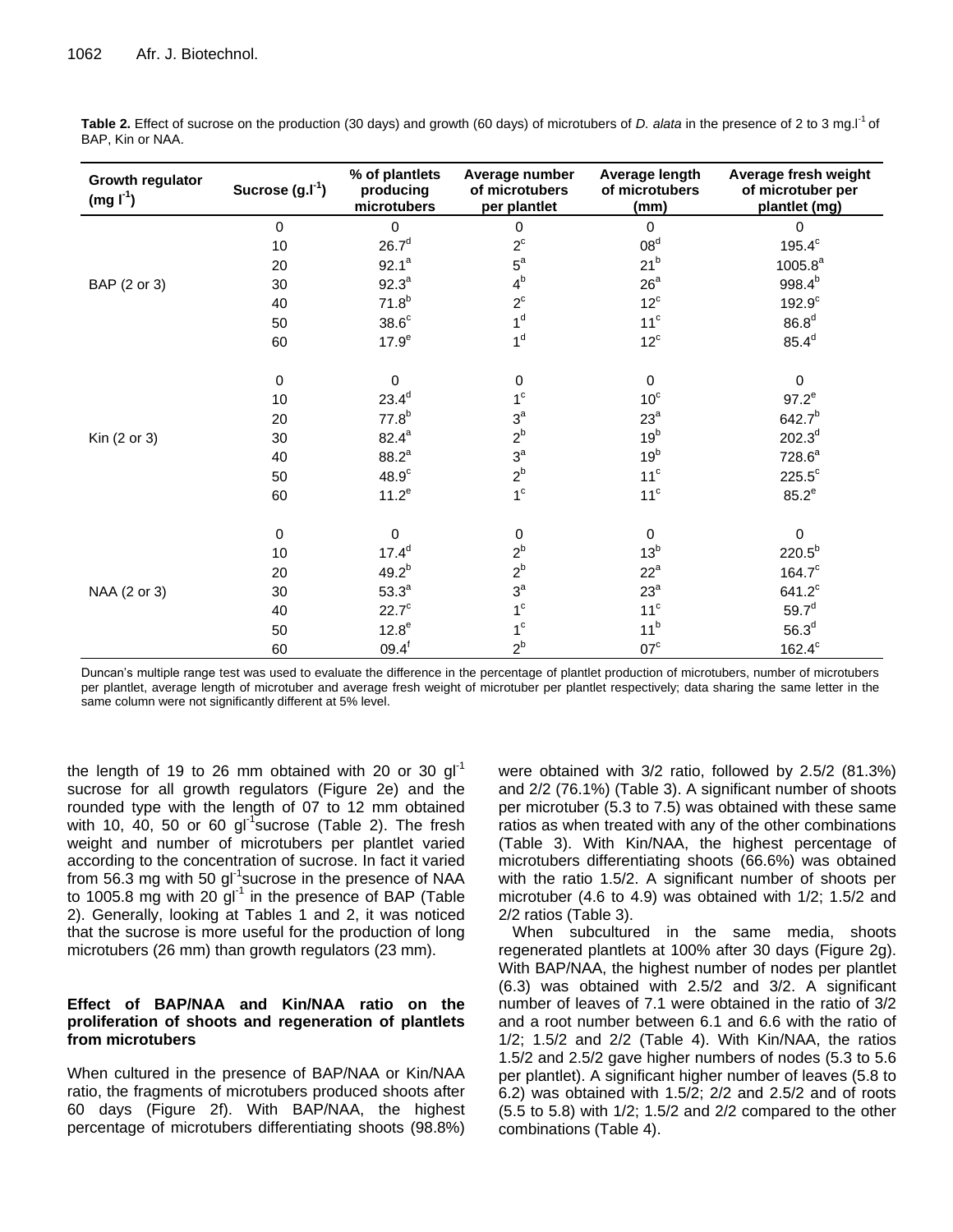**Table 2.** Effect of sucrose on the production (30 days) and growth (60 days) of microtubers of *D. alata* in the presence of 2 to 3 mg.l$^{-1}$ of BAP, Kin or NAA.

| Growth regulator (mg l$^{-1}$) | Sucrose (g.l$^{-1}$) | % of plantlets producing microtubers | Average number of microtubers per plantlet | Average length of microtubers (mm) | Average fresh weight of microtuber per plantlet (mg) |
|---|---|---|---|---|---|
| BAP (2 or 3) | 0 | 0 | 0 | 0 | 0 |
| | 10 | 26.7$^{d}$ | 2$^{c}$ | 08$^{d}$ | 195.4$^{c}$ |
| | 20 | 92.1$^{a}$ | 5$^{a}$ | 21$^{b}$ | 1005.8$^{a}$ |
| | 30 | 92.3$^{a}$ | 4$^{b}$ | 26$^{a}$ | 998.4$^{b}$ |
| | 40 | 71.8$^{b}$ | 2$^{c}$ | 12$^{c}$ | 192.9$^{c}$ |
| | 50 | 38.6$^{c}$ | 1$^{d}$ | 11$^{c}$ | 86.8$^{d}$ |
| | 60 | 17.9$^{e}$ | 1$^{d}$ | 12$^{c}$ | 85.4$^{d}$ |
| Kin (2 or 3) | 0 | 0 | 0 | 0 | 0 |
| | 10 | 23.4$^{d}$ | 1$^{c}$ | 10$^{c}$ | 97.2$^{e}$ |
| | 20 | 77.8$^{b}$ | 3$^{a}$ | 23$^{a}$ | 642.7$^{b}$ |
| | 30 | 82.4$^{a}$ | 2$^{b}$ | 19$^{b}$ | 202.3$^{d}$ |
| | 40 | 88.2$^{a}$ | 3$^{a}$ | 19$^{b}$ | 728.6$^{a}$ |
| | 50 | 48.9$^{c}$ | 2$^{b}$ | 11$^{c}$ | 225.5$^{c}$ |
| | 60 | 11.2$^{e}$ | 1$^{c}$ | 11$^{c}$ | 85.2$^{e}$ |
| NAA (2 or 3) | 0 | 0 | 0 | 0 | 0 |
| | 10 | 17.4$^{d}$ | 2$^{b}$ | 13$^{b}$ | 220.5$^{b}$ |
| | 20 | 49.2$^{b}$ | 2$^{b}$ | 22$^{a}$ | 164.7$^{c}$ |
| | 30 | 53.3$^{a}$ | 3$^{a}$ | 23$^{a}$ | 641.2$^{c}$ |
| | 40 | 22.7$^{c}$ | 1$^{c}$ | 11$^{c}$ | 59.7$^{d}$ |
| | 50 | 12.8$^{e}$ | 1$^{c}$ | 11$^{b}$ | 56.3$^{d}$ |
| | 60 | 09.4$^{f}$ | 2$^{b}$ | 07$^{c}$ | 162.4$^{c}$ |

Duncan's multiple range test was used to evaluate the difference in the percentage of plantlet production of microtubers, number of microtubers per plantlet, average length of microtuber and average fresh weight of microtuber per plantlet respectively; data sharing the same letter in the same column were not significantly different at 5% level.

the length of 19 to 26 mm obtained with 20 or 30 gl$^{-1}$ sucrose for all growth regulators (Figure 2e) and the rounded type with the length of 07 to 12 mm obtained with 10, 40, 50 or 60 gl$^{-1}$sucrose (Table 2). The fresh weight and number of microtubers per plantlet varied according to the concentration of sucrose. In fact it varied from 56.3 mg with 50 gl$^{-1}$sucrose in the presence of NAA to 1005.8 mg with 20 gl$^{-1}$ in the presence of BAP (Table 2). Generally, looking at Tables 1 and 2, it was noticed that the sucrose is more useful for the production of long microtubers (26 mm) than growth regulators (23 mm).

### Effect of BAP/NAA and Kin/NAA ratio on the proliferation of shoots and regeneration of plantlets from microtubers

When cultured in the presence of BAP/NAA or Kin/NAA ratio, the fragments of microtubers produced shoots after 60 days (Figure 2f). With BAP/NAA, the highest percentage of microtubers differentiating shoots (98.8%) were obtained with 3/2 ratio, followed by 2.5/2 (81.3%) and 2/2 (76.1%) (Table 3). A significant number of shoots per microtuber (5.3 to 7.5) was obtained with these same ratios as when treated with any of the other combinations (Table 3). With Kin/NAA, the highest percentage of microtubers differentiating shoots (66.6%) was obtained with the ratio 1.5/2. A significant number of shoots per microtuber (4.6 to 4.9) was obtained with 1/2; 1.5/2 and 2/2 ratios (Table 3).

When subcultured in the same media, shoots regenerated plantlets at 100% after 30 days (Figure 2g). With BAP/NAA, the highest number of nodes per plantlet (6.3) was obtained with 2.5/2 and 3/2. A significant number of leaves of 7.1 were obtained in the ratio of 3/2 and a root number between 6.1 and 6.6 with the ratio of 1/2; 1.5/2 and 2/2 (Table 4). With Kin/NAA, the ratios 1.5/2 and 2.5/2 gave higher numbers of nodes (5.3 to 5.6 per plantlet). A significant higher number of leaves (5.8 to 6.2) was obtained with 1.5/2; 2/2 and 2.5/2 and of roots (5.5 to 5.8) with 1/2; 1.5/2 and 2/2 compared to the other combinations (Table 4).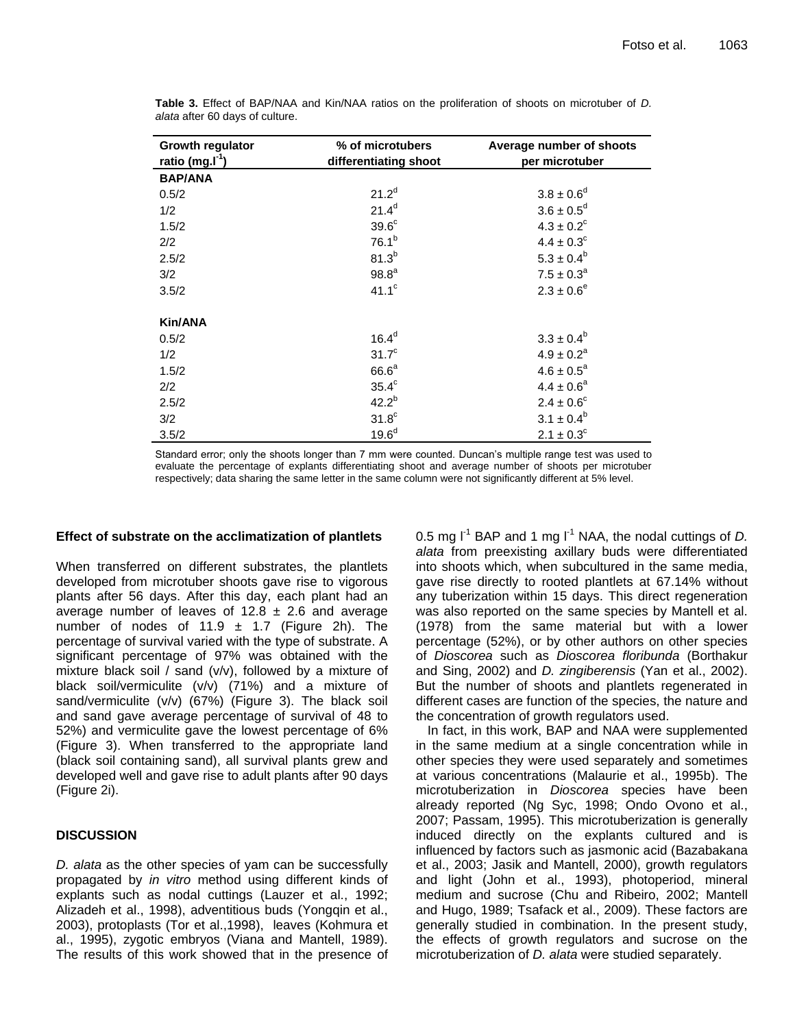**Table 3.** Effect of BAP/NAA and Kin/NAA ratios on the proliferation of shoots on microtuber of *D. alata* after 60 days of culture.

| Growth regulator ratio (mg.l$^{-1}$) | % of microtubers differentiating shoot | Average number of shoots per microtuber |
|---|---|---|
| **BAP/ANA** | | |
| 0.5/2 | $21.2^{d}$ | $3.8 \pm 0.6^{d}$ |
| 1/2 | $21.4^{d}$ | $3.6 \pm 0.5^{d}$ |
| 1.5/2 | $39.6^{c}$ | $4.3 \pm 0.2^{c}$ |
| 2/2 | $76.1^{b}$ | $4.4 \pm 0.3^{c}$ |
| 2.5/2 | $81.3^{b}$ | $5.3 \pm 0.4^{b}$ |
| 3/2 | $98.8^{a}$ | $7.5 \pm 0.3^{a}$ |
| 3.5/2 | $41.1^{c}$ | $2.3 \pm 0.6^{e}$ |
| **Kin/ANA** | | |
| 0.5/2 | $16.4^{d}$ | $3.3 \pm 0.4^{b}$ |
| 1/2 | $31.7^{c}$ | $4.9 \pm 0.2^{a}$ |
| 1.5/2 | $66.6^{a}$ | $4.6 \pm 0.5^{a}$ |
| 2/2 | $35.4^{c}$ | $4.4 \pm 0.6^{a}$ |
| 2.5/2 | $42.2^{b}$ | $2.4 \pm 0.6^{c}$ |
| 3/2 | $31.8^{c}$ | $3.1 \pm 0.4^{b}$ |
| 3.5/2 | $19.6^{d}$ | $2.1 \pm 0.3^{c}$ |

Standard error; only the shoots longer than 7 mm were counted. Duncan's multiple range test was used to evaluate the percentage of explants differentiating shoot and average number of shoots per microtuber respectively; data sharing the same letter in the same column were not significantly different at 5% level.

### Effect of substrate on the acclimatization of plantlets

When transferred on different substrates, the plantlets developed from microtuber shoots gave rise to vigorous plants after 56 days. After this day, each plant had an average number of leaves of 12.8 ± 2.6 and average number of nodes of 11.9 ± 1.7 (Figure 2h). The percentage of survival varied with the type of substrate. A significant percentage of 97% was obtained with the mixture black soil / sand (v/v), followed by a mixture of black soil/vermiculite (v/v) (71%) and a mixture of sand/vermiculite (v/v) (67%) (Figure 3). The black soil and sand gave average percentage of survival of 48 to 52%) and vermiculite gave the lowest percentage of 6% (Figure 3). When transferred to the appropriate land (black soil containing sand), all survival plants grew and developed well and gave rise to adult plants after 90 days (Figure 2i).

## DISCUSSION

*D. alata* as the other species of yam can be successfully propagated by *in vitro* method using different kinds of explants such as nodal cuttings (Lauzer et al., 1992; Alizadeh et al., 1998), adventitious buds (Yongqin et al., 2003), protoplasts (Tor et al.,1998), leaves (Kohmura et al., 1995), zygotic embryos (Viana and Mantell, 1989). The results of this work showed that in the presence of 0.5 mg l$^{-1}$ BAP and 1 mg l$^{-1}$ NAA, the nodal cuttings of *D. alata* from preexisting axillary buds were differentiated into shoots which, when subcultured in the same media, gave rise directly to rooted plantlets at 67.14% without any tuberization within 15 days. This direct regeneration was also reported on the same species by Mantell et al. (1978) from the same material but with a lower percentage (52%), or by other authors on other species of *Dioscorea* such as *Dioscorea floribunda* (Borthakur and Sing, 2002) and *D. zingiberensis* (Yan et al., 2002). But the number of shoots and plantlets regenerated in different cases are function of the species, the nature and the concentration of growth regulators used.

In fact, in this work, BAP and NAA were supplemented in the same medium at a single concentration while in other species they were used separately and sometimes at various concentrations (Malaurie et al., 1995b). The microtuberization in *Dioscorea* species have been already reported (Ng Syc, 1998; Ondo Ovono et al., 2007; Passam, 1995). This microtuberization is generally induced directly on the explants cultured and is influenced by factors such as jasmonic acid (Bazabakana et al., 2003; Jasik and Mantell, 2000), growth regulators and light (John et al., 1993), photoperiod, mineral medium and sucrose (Chu and Ribeiro, 2002; Mantell and Hugo, 1989; Tsafack et al., 2009). These factors are generally studied in combination. In the present study, the effects of growth regulators and sucrose on the microtuberization of *D. alata* were studied separately.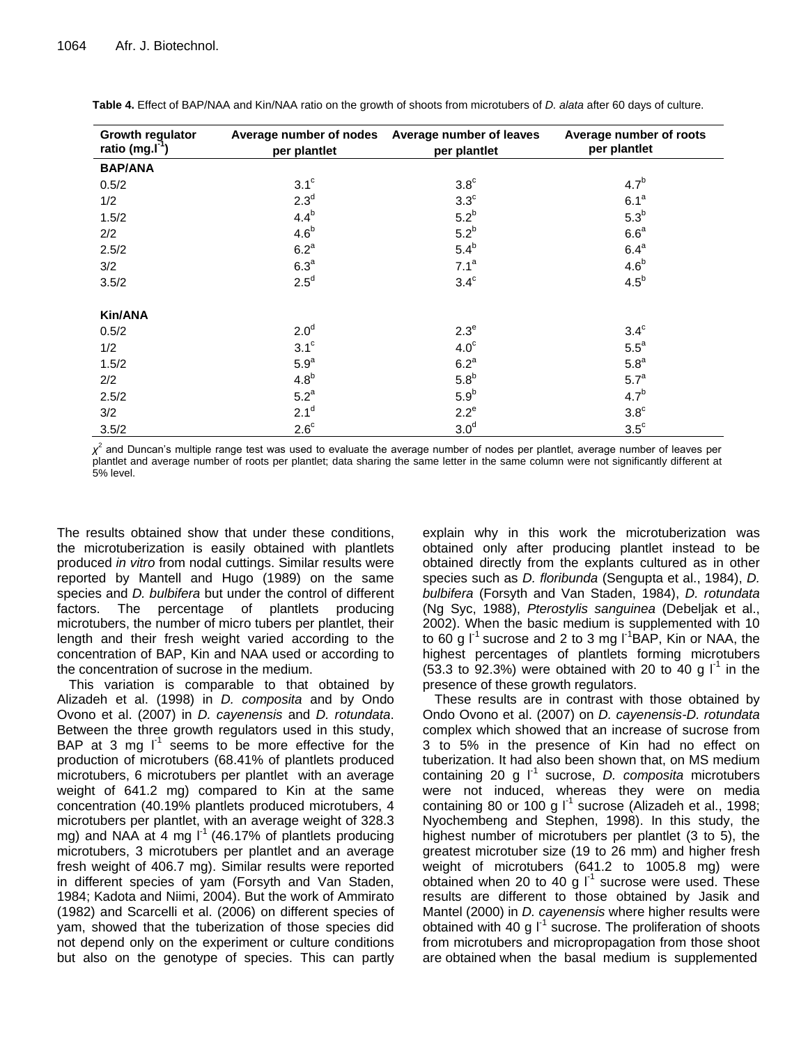**Table 4.** Effect of BAP/NAA and Kin/NAA ratio on the growth of shoots from microtubers of *D. alata* after 60 days of culture.

| Growth regulator ratio ($mg.l^{-1}$) | Average number of nodes per plantlet | Average number of leaves per plantlet | Average number of roots per plantlet |
|---|---|---|---|
| **BAP/ANA** | | | |
| 0.5/2 | $3.1^c$ | $3.8^c$ | $4.7^b$ |
| 1/2 | $2.3^d$ | $3.3^c$ | $6.1^a$ |
| 1.5/2 | $4.4^b$ | $5.2^b$ | $5.3^b$ |
| 2/2 | $4.6^b$ | $5.2^b$ | $6.6^a$ |
| 2.5/2 | $6.2^a$ | $5.4^b$ | $6.4^a$ |
| 3/2 | $6.3^a$ | $7.1^a$ | $4.6^b$ |
| 3.5/2 | $2.5^d$ | $3.4^c$ | $4.5^b$ |
| **Kin/ANA** | | | |
| 0.5/2 | $2.0^d$ | $2.3^e$ | $3.4^c$ |
| 1/2 | $3.1^c$ | $4.0^c$ | $5.5^a$ |
| 1.5/2 | $5.9^a$ | $6.2^a$ | $5.8^a$ |
| 2/2 | $4.8^b$ | $5.8^b$ | $5.7^a$ |
| 2.5/2 | $5.2^a$ | $5.9^b$ | $4.7^b$ |
| 3/2 | $2.1^d$ | $2.2^e$ | $3.8^c$ |
| 3.5/2 | $2.6^c$ | $3.0^d$ | $3.5^c$ |

$\chi^2$ and Duncan's multiple range test was used to evaluate the average number of nodes per plantlet, average number of leaves per plantlet and average number of roots per plantlet; data sharing the same letter in the same column were not significantly different at 5% level.

The results obtained show that under these conditions, the microtuberization is easily obtained with plantlets produced *in vitro* from nodal cuttings. Similar results were reported by Mantell and Hugo (1989) on the same species and *D. bulbifera* but under the control of different factors. The percentage of plantlets producing microtubers, the number of micro tubers per plantlet, their length and their fresh weight varied according to the concentration of BAP, Kin and NAA used or according to the concentration of sucrose in the medium.

This variation is comparable to that obtained by Alizadeh et al. (1998) in *D. composita* and by Ondo Ovono et al. (2007) in *D. cayenensis* and *D. rotundata*. Between the three growth regulators used in this study, BAP at 3 mg $l^{-1}$ seems to be more effective for the production of microtubers (68.41% of plantlets produced microtubers, 6 microtubers per plantlet with an average weight of 641.2 mg) compared to Kin at the same concentration (40.19% plantlets produced microtubers, 4 microtubers per plantlet, with an average weight of 328.3 mg) and NAA at 4 mg $l^{-1}$ (46.17% of plantlets producing microtubers, 3 microtubers per plantlet and an average fresh weight of 406.7 mg). Similar results were reported in different species of yam (Forsyth and Van Staden, 1984; Kadota and Niimi, 2004). But the work of Ammirato (1982) and Scarcelli et al. (2006) on different species of yam, showed that the tuberization of those species did not depend only on the experiment or culture conditions but also on the genotype of species. This can partly explain why in this work the microtuberization was obtained only after producing plantlet instead to be obtained directly from the explants cultured as in other species such as *D. floribunda* (Sengupta et al., 1984), *D. bulbifera* (Forsyth and Van Staden, 1984), *D. rotundata* (Ng Syc, 1988), *Pterostylis sanguinea* (Debeljak et al., 2002). When the basic medium is supplemented with 10 to 60 g $l^{-1}$ sucrose and 2 to 3 mg $l^{-1}$BAP, Kin or NAA, the highest percentages of plantlets forming microtubers (53.3 to 92.3%) were obtained with 20 to 40 g $l^{-1}$ in the presence of these growth regulators.

These results are in contrast with those obtained by Ondo Ovono et al. (2007) on *D. cayenensis*-*D. rotundata* complex which showed that an increase of sucrose from 3 to 5% in the presence of Kin had no effect on tuberization. It had also been shown that, on MS medium containing 20 g $l^{-1}$ sucrose, *D. composita* microtubers were not induced, whereas they were on media containing 80 or 100 g $l^{-1}$ sucrose (Alizadeh et al., 1998; Nyochembeng and Stephen, 1998). In this study, the highest number of microtubers per plantlet (3 to 5), the greatest microtuber size (19 to 26 mm) and higher fresh weight of microtubers (641.2 to 1005.8 mg) were obtained when 20 to 40 g $l^{-1}$ sucrose were used. These results are different to those obtained by Jasik and Mantel (2000) in *D. cayenensis* where higher results were obtained with 40 g $l^{-1}$ sucrose. The proliferation of shoots from microtubers and micropropagation from those shoot are obtained when the basal medium is supplemented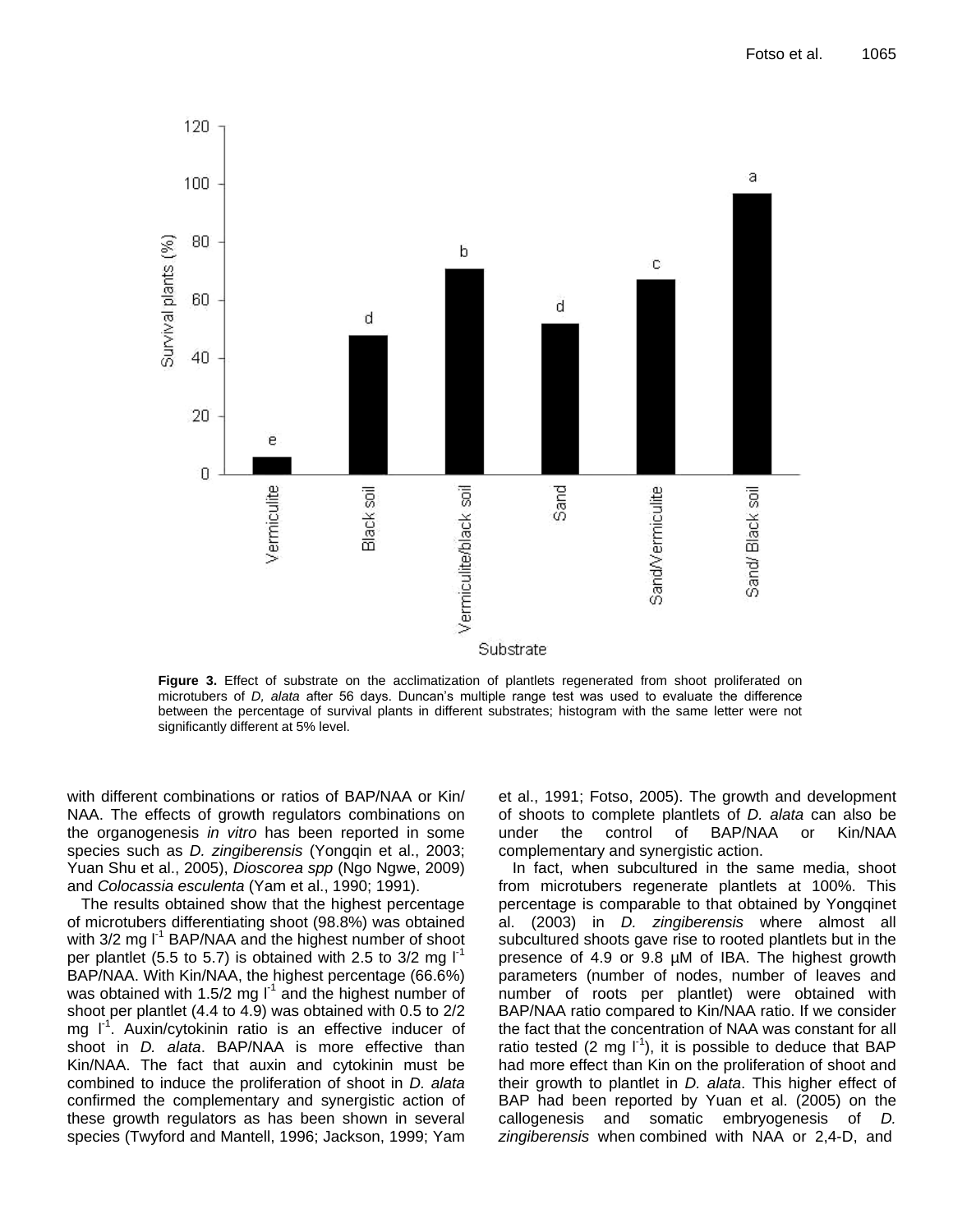**Figure 3.** Effect of substrate on the acclimatization of plantlets regenerated from shoot proliferated on microtubers of *D, alata* after 56 days. Duncan's multiple range test was used to evaluate the difference between the percentage of survival plants in different substrates; histogram with the same letter were not significantly different at 5% level.

with different combinations or ratios of BAP/NAA or Kin/ NAA. The effects of growth regulators combinations on the organogenesis *in vitro* has been reported in some species such as *D. zingiberensis* (Yongqin et al., 2003; Yuan Shu et al., 2005), *Dioscorea spp* (Ngo Ngwe, 2009) and *Colocassia esculenta* (Yam et al., 1990; 1991).

The results obtained show that the highest percentage of microtubers differentiating shoot (98.8%) was obtained with 3/2 mg $l^{-1}$ BAP/NAA and the highest number of shoot per plantlet (5.5 to 5.7) is obtained with 2.5 to 3/2 mg $l^{-1}$ BAP/NAA. With Kin/NAA, the highest percentage (66.6%) was obtained with 1.5/2 mg $l^{-1}$ and the highest number of shoot per plantlet (4.4 to 4.9) was obtained with 0.5 to 2/2 mg $l^{-1}$. Auxin/cytokinin ratio is an effective inducer of shoot in *D. alata*. BAP/NAA is more effective than Kin/NAA. The fact that auxin and cytokinin must be combined to induce the proliferation of shoot in *D. alata* confirmed the complementary and synergistic action of these growth regulators as has been shown in several species (Twyford and Mantell, 1996; Jackson, 1999; Yam et al., 1991; Fotso, 2005). The growth and development of shoots to complete plantlets of *D. alata* can also be under the control of BAP/NAA or Kin/NAA complementary and synergistic action.

In fact, when subcultured in the same media, shoot from microtubers regenerate plantlets at 100%. This percentage is comparable to that obtained by Yongqinet al. (2003) in *D. zingiberensis* where almost all subcultured shoots gave rise to rooted plantlets but in the presence of 4.9 or 9.8 µM of IBA. The highest growth parameters (number of nodes, number of leaves and number of roots per plantlet) were obtained with BAP/NAA ratio compared to Kin/NAA ratio. If we consider the fact that the concentration of NAA was constant for all ratio tested (2 mg $l^{-1}$), it is possible to deduce that BAP had more effect than Kin on the proliferation of shoot and their growth to plantlet in *D. alata*. This higher effect of BAP had been reported by Yuan et al. (2005) on the callogenesis and somatic embryogenesis of *D. zingiberensis* when combined with NAA or 2,4-D, and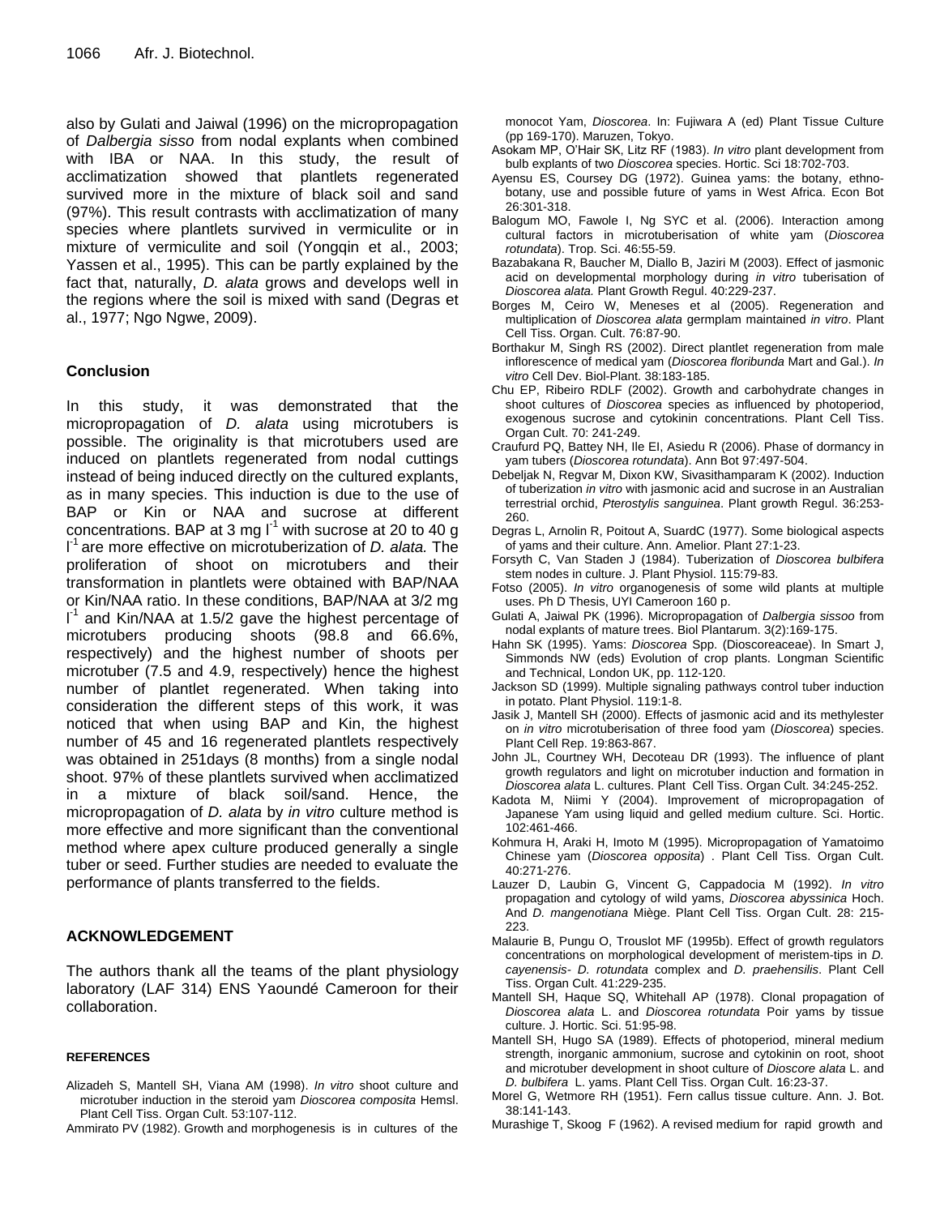also by Gulati and Jaiwal (1996) on the micropropagation of *Dalbergia sisso* from nodal explants when combined with IBA or NAA. In this study, the result of acclimatization showed that plantlets regenerated survived more in the mixture of black soil and sand (97%). This result contrasts with acclimatization of many species where plantlets survived in vermiculite or in mixture of vermiculite and soil (Yongqin et al., 2003; Yassen et al., 1995). This can be partly explained by the fact that, naturally, *D. alata* grows and develops well in the regions where the soil is mixed with sand (Degras et al., 1977; Ngo Ngwe, 2009).

## Conclusion

In this study, it was demonstrated that the micropropagation of *D. alata* using microtubers is possible. The originality is that microtubers used are induced on plantlets regenerated from nodal cuttings instead of being induced directly on the cultured explants, as in many species. This induction is due to the use of BAP or Kin or NAA and sucrose at different concentrations. BAP at 3 mg $l^{-1}$ with sucrose at 20 to 40 g $l^{-1}$ are more effective on microtuberization of *D. alata.* The proliferation of shoot on microtubers and their transformation in plantlets were obtained with BAP/NAA or Kin/NAA ratio. In these conditions, BAP/NAA at 3/2 mg $l^{-1}$ and Kin/NAA at 1.5/2 gave the highest percentage of microtubers producing shoots (98.8 and 66.6%, respectively) and the highest number of shoots per microtuber (7.5 and 4.9, respectively) hence the highest number of plantlet regenerated. When taking into consideration the different steps of this work, it was noticed that when using BAP and Kin, the highest number of 45 and 16 regenerated plantlets respectively was obtained in 251days (8 months) from a single nodal shoot. 97% of these plantlets survived when acclimatized in a mixture of black soil/sand. Hence, the micropropagation of *D. alata* by *in vitro* culture method is more effective and more significant than the conventional method where apex culture produced generally a single tuber or seed. Further studies are needed to evaluate the performance of plants transferred to the fields.

## ACKNOWLEDGEMENT

The authors thank all the teams of the plant physiology laboratory (LAF 314) ENS Yaoundé Cameroon for their collaboration.

## REFERENCES

Alizadeh S, Mantell SH, Viana AM (1998). *In vitro* shoot culture and microtuber induction in the steroid yam *Dioscorea composita* Hemsl. Plant Cell Tiss. Organ Cult. 53:107-112.

Ammirato PV (1982). Growth and morphogenesis is in cultures of the monocot Yam, *Dioscorea*. In: Fujiwara A (ed) Plant Tissue Culture (pp 169-170). Maruzen, Tokyo.

Asokam MP, O'Hair SK, Litz RF (1983). *In vitro* plant development from bulb explants of two *Dioscorea* species. Hortic. Sci 18:702-703.

Ayensu ES, Coursey DG (1972). Guinea yams: the botany, ethno-botany, use and possible future of yams in West Africa. Econ Bot 26:301-318.

Balogum MO, Fawole I, Ng SYC et al. (2006). Interaction among cultural factors in microtuberisation of white yam (*Dioscorea rotundata*). Trop. Sci. 46:55-59.

Bazabakana R, Baucher M, Diallo B, Jaziri M (2003). Effect of jasmonic acid on developmental morphology during *in vitro* tuberisation of *Dioscorea alata.* Plant Growth Regul. 40:229-237.

Borges M, Ceiro W, Meneses et al (2005). Regeneration and multiplication of *Dioscorea alata* germplam maintained *in vitro*. Plant Cell Tiss. Organ. Cult. 76:87-90.

Borthakur M, Singh RS (2002). Direct plantlet regeneration from male inflorescence of medical yam (*Dioscorea floribunda* Mart and Gal.). *In vitro* Cell Dev. Biol-Plant. 38:183-185.

Chu EP, Ribeiro RDLF (2002). Growth and carbohydrate changes in shoot cultures of *Dioscorea* species as influenced by photoperiod, exogenous sucrose and cytokinin concentrations. Plant Cell Tiss. Organ Cult. 70: 241-249.

Craufurd PQ, Battey NH, Ile EI, Asiedu R (2006). Phase of dormancy in yam tubers (*Dioscorea rotundata*). Ann Bot 97:497-504.

Debeljak N, Regvar M, Dixon KW, Sivasithamparam K (2002). Induction of tuberization *in vitro* with jasmonic acid and sucrose in an Australian terrestrial orchid, *Pterostylis sanguinea*. Plant growth Regul. 36:253-260.

Degras L, Arnolin R, Poitout A, SuardC (1977). Some biological aspects of yams and their culture. Ann. Amelior. Plant 27:1-23.

Forsyth C, Van Staden J (1984). Tuberization of *Dioscorea bulbifera* stem nodes in culture. J. Plant Physiol. 115:79-83.

Fotso (2005). *In vitro* organogenesis of some wild plants at multiple uses. Ph D Thesis, UYI Cameroon 160 p.

Gulati A, Jaiwal PK (1996). Micropropagation of *Dalbergia sissoo* from nodal explants of mature trees. Biol Plantarum. 3(2):169-175.

Hahn SK (1995). Yams: *Dioscorea* Spp. (Dioscoreaceae). In Smart J, Simmonds NW (eds) Evolution of crop plants. Longman Scientific and Technical, London UK, pp. 112-120.

Jackson SD (1999). Multiple signaling pathways control tuber induction in potato. Plant Physiol. 119:1-8.

Jasik J, Mantell SH (2000). Effects of jasmonic acid and its methylester on *in vitro* microtuberisation of three food yam (*Dioscorea*) species. Plant Cell Rep. 19:863-867.

John JL, Courtney WH, Decoteau DR (1993). The influence of plant growth regulators and light on microtuber induction and formation in *Dioscorea alata* L. cultures. Plant Cell Tiss. Organ Cult. 34:245-252.

Kadota M, Niimi Y (2004). Improvement of micropropagation of Japanese Yam using liquid and gelled medium culture. Sci. Hortic. 102:461-466.

Kohmura H, Araki H, Imoto M (1995). Micropropagation of Yamatoimo Chinese yam (*Dioscorea opposita*) . Plant Cell Tiss. Organ Cult. 40:271-276.

Lauzer D, Laubin G, Vincent G, Cappadocia M (1992). *In vitro* propagation and cytology of wild yams, *Dioscorea abyssinica* Hoch. And *D. mangenotiana* Miège. Plant Cell Tiss. Organ Cult. 28: 215-223.

Malaurie B, Pungu O, Trouslot MF (1995b). Effect of growth regulators concentrations on morphological development of meristem-tips in *D. cayenensis- D. rotundata* complex and *D. praehensilis*. Plant Cell Tiss. Organ Cult. 41:229-235.

Mantell SH, Haque SQ, Whitehall AP (1978). Clonal propagation of *Dioscorea alata* L. and *Dioscorea rotundata* Poir yams by tissue culture. J. Hortic. Sci. 51:95-98.

Mantell SH, Hugo SA (1989). Effects of photoperiod, mineral medium strength, inorganic ammonium, sucrose and cytokinin on root, shoot and microtuber development in shoot culture of *Dioscore alata* L. and *D. bulbifera* L. yams. Plant Cell Tiss. Organ Cult. 16:23-37.

Morel G, Wetmore RH (1951). Fern callus tissue culture. Ann. J. Bot. 38:141-143.

Murashige T, Skoog F (1962). A revised medium for rapid growth and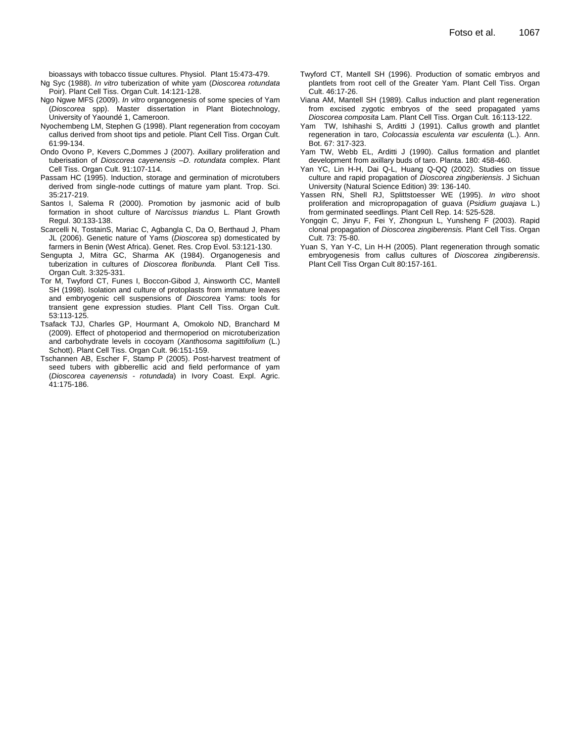bioassays with tobacco tissue cultures. Physiol. Plant 15:473-479.

Ng Syc (1988). *In vitro* tuberization of white yam (*Dioscorea rotundata* Poir). Plant Cell Tiss. Organ Cult. 14:121-128.

Ngo Ngwe MFS (2009). *In vitro* organogenesis of some species of Yam (*Dioscorea* spp). Master dissertation in Plant Biotechnology, University of Yaoundé 1, Cameroon.

Nyochembeng LM, Stephen G (1998). Plant regeneration from cocoyam callus derived from shoot tips and petiole. Plant Cell Tiss. Organ Cult. 61:99-134.

Ondo Ovono P, Kevers C,Dommes J (2007). Axillary proliferation and tuberisation of *Dioscorea cayenensis –D. rotundata* complex. Plant Cell Tiss. Organ Cult. 91:107-114.

Passam HC (1995). Induction, storage and germination of microtubers derived from single-node cuttings of mature yam plant. Trop. Sci. 35:217-219.

Santos I, Salema R (2000). Promotion by jasmonic acid of bulb formation in shoot culture of *Narcissus triandus* L. Plant Growth Regul. 30:133-138.

Scarcelli N, TostainS, Mariac C, Agbangla C, Da O, Berthaud J, Pham JL (2006). Genetic nature of Yams (*Dioscorea* sp) domesticated by farmers in Benin (West Africa). Genet. Res. Crop Evol. 53:121-130.

Sengupta J, Mitra GC, Sharma AK (1984). Organogenesis and tuberization in cultures of *Dioscorea floribunda.* Plant Cell Tiss. Organ Cult. 3:325-331.

Tor M, Twyford CT, Funes I, Boccon-Gibod J, Ainsworth CC, Mantell SH (1998). Isolation and culture of protoplasts from immature leaves and embryogenic cell suspensions of *Dioscorea* Yams: tools for transient gene expression studies. Plant Cell Tiss. Organ Cult. 53:113-125.

Tsafack TJJ, Charles GP, Hourmant A, Omokolo ND, Branchard M (2009). Effect of photoperiod and thermoperiod on microtuberization and carbohydrate levels in cocoyam (*Xanthosoma sagittifolium* (L.) Schott). Plant Cell Tiss. Organ Cult. 96:151-159.

Tschannen AB, Escher F, Stamp P (2005). Post-harvest treatment of seed tubers with gibberellic acid and field performance of yam (*Dioscorea cayenensis - rotundada*) in Ivory Coast. Expl. Agric. 41:175-186.

Twyford CT, Mantell SH (1996). Production of somatic embryos and plantlets from root cell of the Greater Yam. Plant Cell Tiss. Organ Cult. 46:17-26.

Viana AM, Mantell SH (1989). Callus induction and plant regeneration from excised zygotic embryos of the seed propagated yams *Dioscorea composita* Lam. Plant Cell Tiss. Organ Cult. 16:113-122.

Yam TW, Ishihashi S, Arditti J (1991). Callus growth and plantlet regeneration in taro, *Colocassia esculenta var esculenta* (L.). Ann. Bot. 67: 317-323.

Yam TW, Webb EL, Arditti J (1990). Callus formation and plantlet development from axillary buds of taro. Planta. 180: 458-460.

Yan YC, Lin H-H, Dai Q-L, Huang Q-QQ (2002). Studies on tissue culture and rapid propagation of *Dioscorea zingiberiensis*. J Sichuan University (Natural Science Edition) 39: 136-140.

Yassen RN, Shell RJ, Splittstoesser WE (1995). *In vitro* shoot proliferation and micropropagation of guava (*Psidium guajava* L.) from germinated seedlings. Plant Cell Rep. 14: 525-528.

Yongqin C, Jinyu F, Fei Y, Zhongxun L, Yunsheng F (2003). Rapid clonal propagation of *Dioscorea zingiberensis.* Plant Cell Tiss. Organ Cult. 73: 75-80.

Yuan S, Yan Y-C, Lin H-H (2005). Plant regeneration through somatic embryogenesis from callus cultures of *Dioscorea zingiberensis*. Plant Cell Tiss Organ Cult 80:157-161.